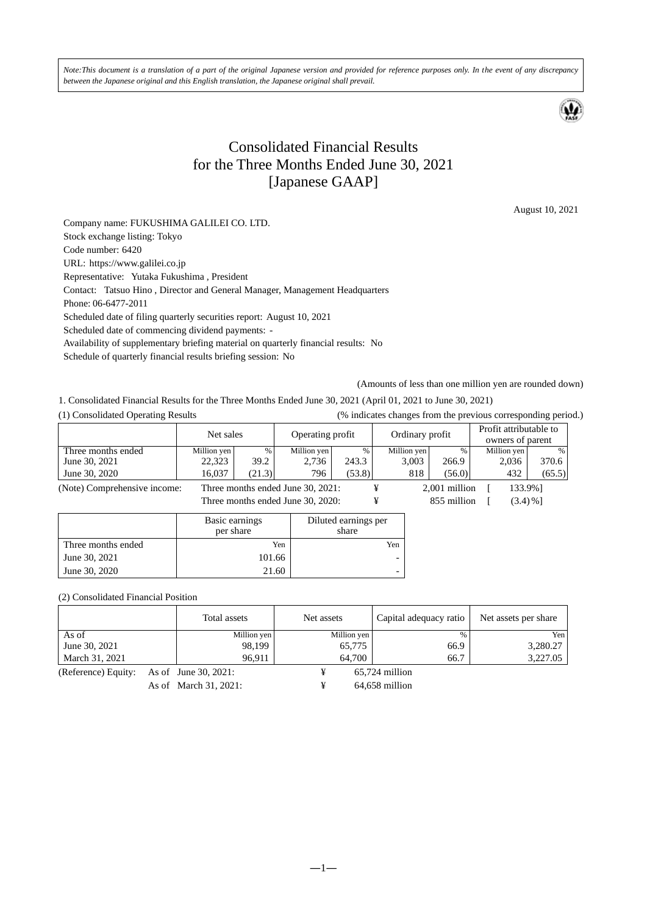*Note:This document is a translation of a part of the original Japanese version and provided for reference purposes only. In the event of any discrepancy between the Japanese original and this English translation, the Japanese original shall prevail.*

# Consolidated Financial Results for the Three Months Ended June 30, 2021 [Japanese GAAP]

August 10, 2021

Company name: FUKUSHIMA GALILEI CO. LTD.
Stock exchange listing: Tokyo
Code number: 6420
URL: https://www.galilei.co.jp
Representative: Yutaka Fukushima , President
Contact: Tatsuo Hino , Director and General Manager, Management Headquarters
Phone: 06-6477-2011
Scheduled date of filing quarterly securities report: August 10, 2021
Scheduled date of commencing dividend payments: -
Availability of supplementary briefing material on quarterly financial results: No
Schedule of quarterly financial results briefing session: No

(Amounts of less than one million yen are rounded down)

1. Consolidated Financial Results for the Three Months Ended June 30, 2021 (April 01, 2021 to June 30, 2021)

(1) Consolidated Operating Results (% indicates changes from the previous corresponding period.)

| | Net sales | | Operating profit | | Ordinary profit | | Profit attributable to owners of parent | |
|---|---|---|---|---|---|---|---|---|
| Three months ended | Million yen | % | Million yen | % | Million yen | % | Million yen | % |
| June 30, 2021 | 22,323 | 39.2 | 2,736 | 243.3 | 3,003 | 266.9 | 2,036 | 370.6 |
| June 30, 2020 | 16,037 | (21.3) | 796 | (53.8) | 818 | (56.0) | 432 | (65.5) |

(Note) Comprehensive income: Three months ended June 30, 2021: ¥ 2,001 million [ 133.9%]
Three months ended June 30, 2020: ¥ 855 million [ (3.4)%]

| | Basic earnings per share | Diluted earnings per share |
|---|---|---|
| Three months ended | Yen | Yen |
| June 30, 2021 | 101.66 | - |
| June 30, 2020 | 21.60 | - |

(2) Consolidated Financial Position

| | Total assets | Net assets | Capital adequacy ratio | Net assets per share |
|---|---|---|---|---|
| As of | Million yen | Million yen | % | Yen |
| June 30, 2021 | 98,199 | 65,775 | 66.9 | 3,280.27 |
| March 31, 2021 | 96,911 | 64,700 | 66.7 | 3,227.05 |

(Reference) Equity: As of June 30, 2021: ¥ 65,724 million
As of March 31, 2021: ¥ 64,658 million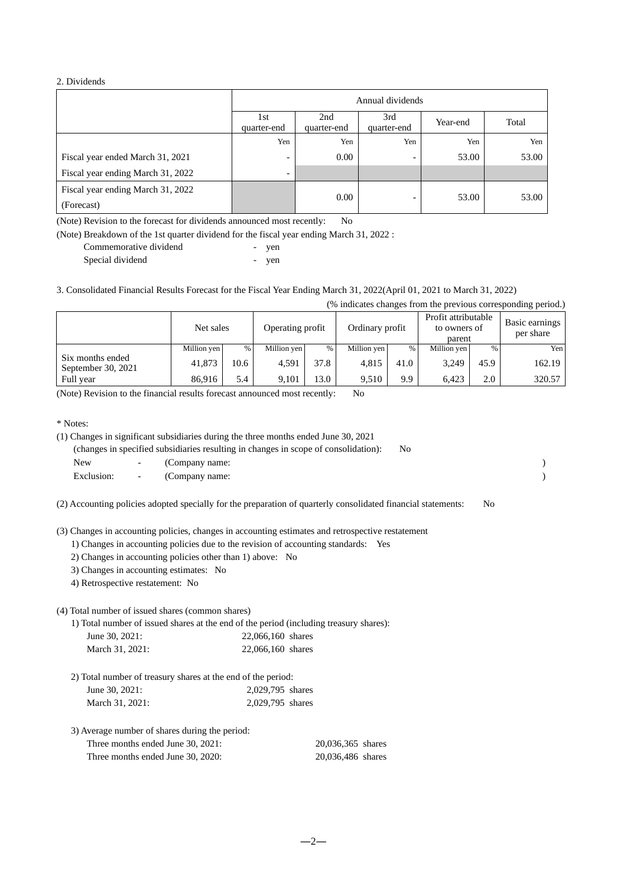2. Dividends

| | Annual dividends | | | | |
|---|---|---|---|---|---|
| | 1st quarter-end | 2nd quarter-end | 3rd quarter-end | Year-end | Total |
| | Yen | Yen | Yen | Yen | Yen |
| Fiscal year ended March 31, 2021 | - | 0.00 | - | 53.00 | 53.00 |
| Fiscal year ending March 31, 2022 | - | | | | |
| Fiscal year ending March 31, 2022 (Forecast) | | 0.00 | - | 53.00 | 53.00 |

(Note) Revision to the forecast for dividends announced most recently: No

(Note) Breakdown of the 1st quarter dividend for the fiscal year ending March 31, 2022 :

Commemorative dividend - yen

Special dividend - yen

3. Consolidated Financial Results Forecast for the Fiscal Year Ending March 31, 2022(April 01, 2021 to March 31, 2022)

(% indicates changes from the previous corresponding period.)

| | Net sales | | Operating profit | | Ordinary profit | | Profit attributable to owners of parent | | Basic earnings per share |
|---|---|---|---|---|---|---|---|---|---|
| | Million yen | % | Million yen | % | Million yen | % | Million yen | % | Yen |
| Six months ended September 30, 2021 | 41,873 | 10.6 | 4,591 | 37.8 | 4,815 | 41.0 | 3,249 | 45.9 | 162.19 |
| Full year | 86,916 | 5.4 | 9,101 | 13.0 | 9,510 | 9.9 | 6,423 | 2.0 | 320.57 |

(Note) Revision to the financial results forecast announced most recently: No

\* Notes:

(1) Changes in significant subsidiaries during the three months ended June 30, 2021
(changes in specified subsidiaries resulting in changes in scope of consolidation): No

New - (Company name: )

Exclusion: - (Company name: )

(2) Accounting policies adopted specially for the preparation of quarterly consolidated financial statements: No

(3) Changes in accounting policies, changes in accounting estimates and retrospective restatement

1) Changes in accounting policies due to the revision of accounting standards: Yes

2) Changes in accounting policies other than 1) above: No

3) Changes in accounting estimates: No

4) Retrospective restatement: No

(4) Total number of issued shares (common shares)

1) Total number of issued shares at the end of the period (including treasury shares):

June 30, 2021: 22,066,160 shares

March 31, 2021: 22,066,160 shares

2) Total number of treasury shares at the end of the period:

June 30, 2021: 2,029,795 shares

March 31, 2021: 2,029,795 shares

3) Average number of shares during the period:

Three months ended June 30, 2021: 20,036,365 shares

Three months ended June 30, 2020: 20,036,486 shares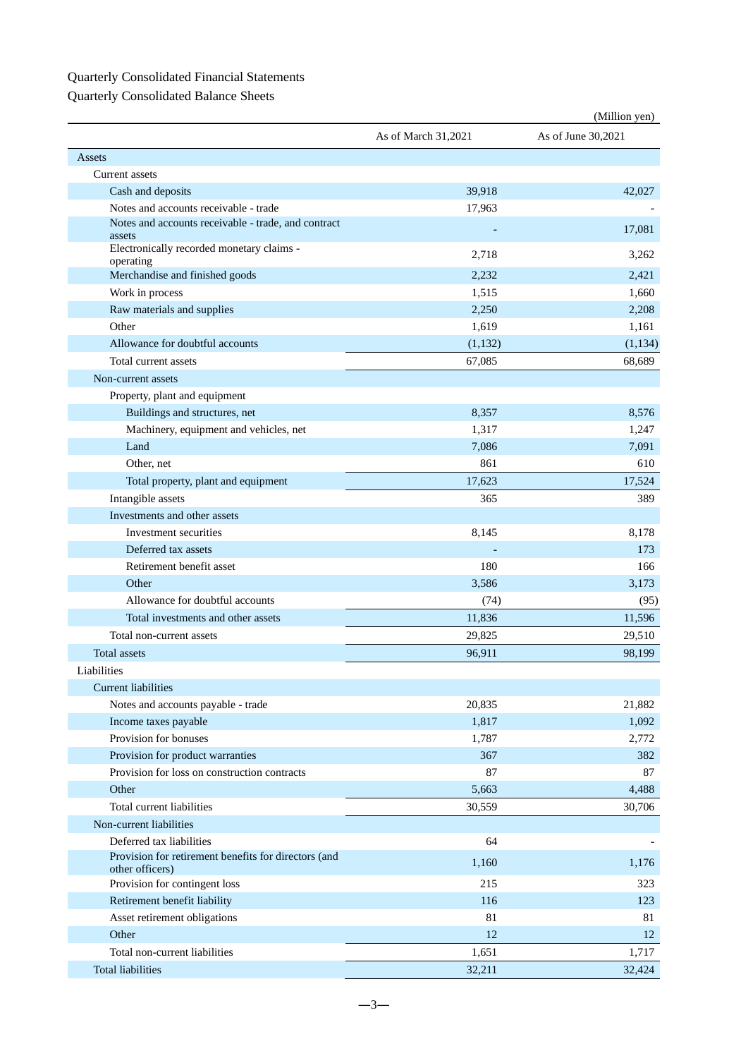Quarterly Consolidated Financial Statements

Quarterly Consolidated Balance Sheets

(Million yen)

| | As of March 31,2021 | As of June 30,2021 |
|---|---|---|
| Assets | | |
| Current assets | | |
| Cash and deposits | 39,918 | 42,027 |
| Notes and accounts receivable - trade | 17,963 | - |
| Notes and accounts receivable - trade, and contract assets | - | 17,081 |
| Electronically recorded monetary claims - operating | 2,718 | 3,262 |
| Merchandise and finished goods | 2,232 | 2,421 |
| Work in process | 1,515 | 1,660 |
| Raw materials and supplies | 2,250 | 2,208 |
| Other | 1,619 | 1,161 |
| Allowance for doubtful accounts | (1,132) | (1,134) |
| Total current assets | 67,085 | 68,689 |
| Non-current assets | | |
| Property, plant and equipment | | |
| Buildings and structures, net | 8,357 | 8,576 |
| Machinery, equipment and vehicles, net | 1,317 | 1,247 |
| Land | 7,086 | 7,091 |
| Other, net | 861 | 610 |
| Total property, plant and equipment | 17,623 | 17,524 |
| Intangible assets | 365 | 389 |
| Investments and other assets | | |
| Investment securities | 8,145 | 8,178 |
| Deferred tax assets | - | 173 |
| Retirement benefit asset | 180 | 166 |
| Other | 3,586 | 3,173 |
| Allowance for doubtful accounts | (74) | (95) |
| Total investments and other assets | 11,836 | 11,596 |
| Total non-current assets | 29,825 | 29,510 |
| Total assets | 96,911 | 98,199 |
| Liabilities | | |
| Current liabilities | | |
| Notes and accounts payable - trade | 20,835 | 21,882 |
| Income taxes payable | 1,817 | 1,092 |
| Provision for bonuses | 1,787 | 2,772 |
| Provision for product warranties | 367 | 382 |
| Provision for loss on construction contracts | 87 | 87 |
| Other | 5,663 | 4,488 |
| Total current liabilities | 30,559 | 30,706 |
| Non-current liabilities | | |
| Deferred tax liabilities | 64 | - |
| Provision for retirement benefits for directors (and other officers) | 1,160 | 1,176 |
| Provision for contingent loss | 215 | 323 |
| Retirement benefit liability | 116 | 123 |
| Asset retirement obligations | 81 | 81 |
| Other | 12 | 12 |
| Total non-current liabilities | 1,651 | 1,717 |
| Total liabilities | 32,211 | 32,424 |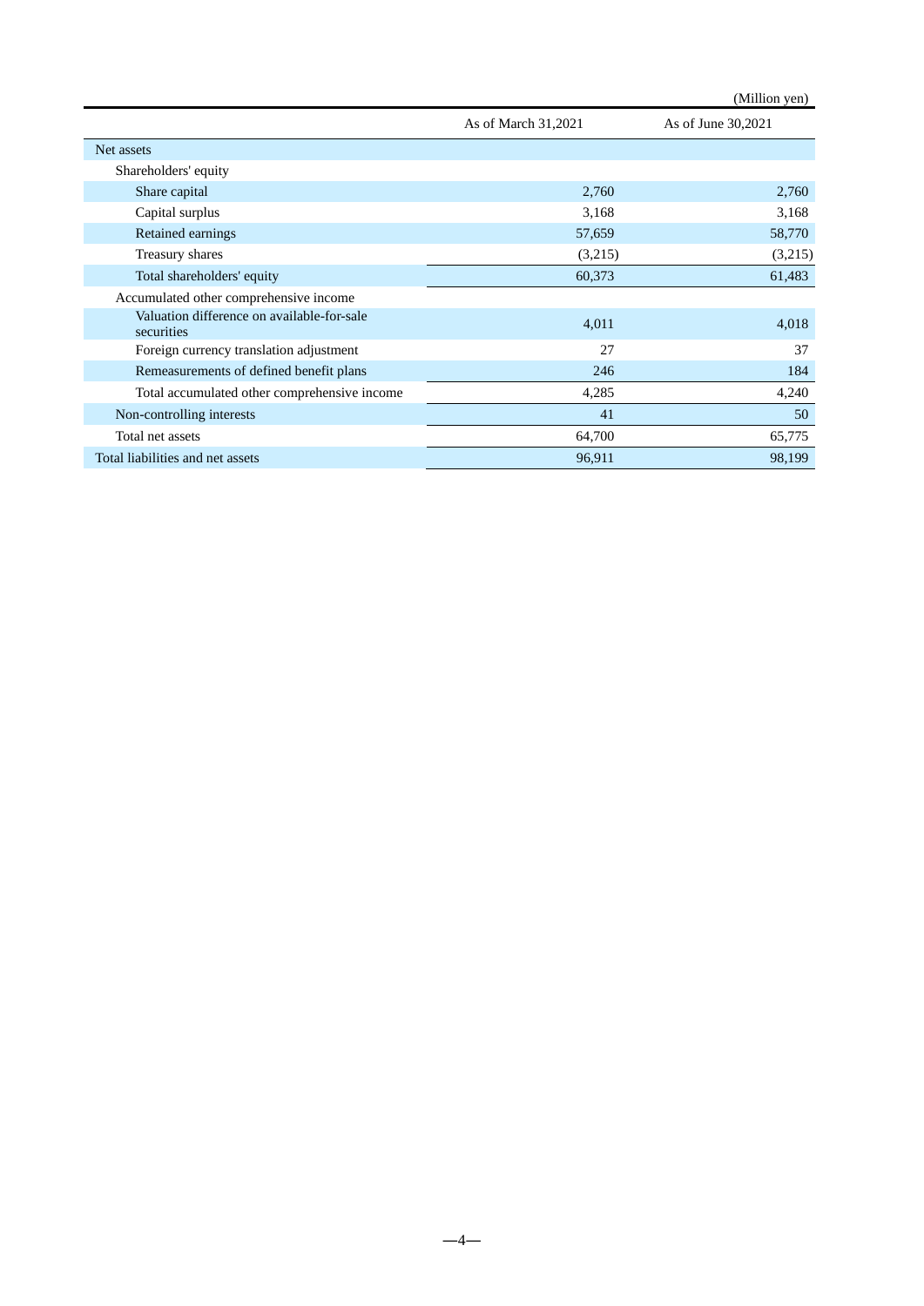(Million yen)

| | As of March 31,2021 | As of June 30,2021 |
|---|---|---|
| Net assets | | |
| Shareholders' equity | | |
| Share capital | 2,760 | 2,760 |
| Capital surplus | 3,168 | 3,168 |
| Retained earnings | 57,659 | 58,770 |
| Treasury shares | (3,215) | (3,215) |
| Total shareholders' equity | 60,373 | 61,483 |
| Accumulated other comprehensive income | | |
| Valuation difference on available-for-sale securities | 4,011 | 4,018 |
| Foreign currency translation adjustment | 27 | 37 |
| Remeasurements of defined benefit plans | 246 | 184 |
| Total accumulated other comprehensive income | 4,285 | 4,240 |
| Non-controlling interests | 41 | 50 |
| Total net assets | 64,700 | 65,775 |
| Total liabilities and net assets | 96,911 | 98,199 |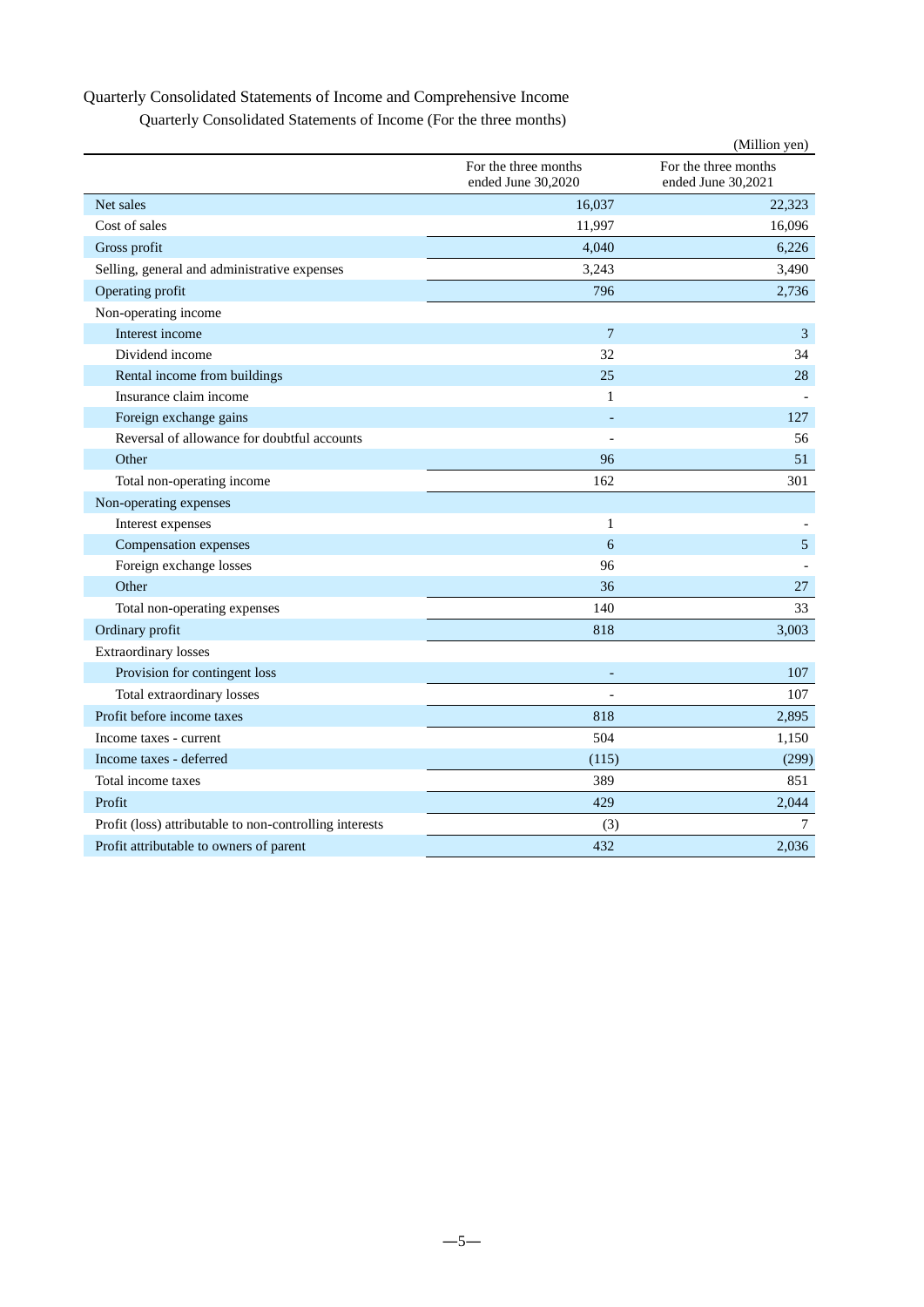# Quarterly Consolidated Statements of Income and Comprehensive Income

## Quarterly Consolidated Statements of Income (For the three months)

(Million yen)

| | For the three months ended June 30,2020 | For the three months ended June 30,2021 |
|---|---|---|
| Net sales | 16,037 | 22,323 |
| Cost of sales | 11,997 | 16,096 |
| Gross profit | 4,040 | 6,226 |
| Selling, general and administrative expenses | 3,243 | 3,490 |
| Operating profit | 796 | 2,736 |
| Non-operating income | | |
| Interest income | 7 | 3 |
| Dividend income | 32 | 34 |
| Rental income from buildings | 25 | 28 |
| Insurance claim income | 1 | - |
| Foreign exchange gains | - | 127 |
| Reversal of allowance for doubtful accounts | - | 56 |
| Other | 96 | 51 |
| Total non-operating income | 162 | 301 |
| Non-operating expenses | | |
| Interest expenses | 1 | - |
| Compensation expenses | 6 | 5 |
| Foreign exchange losses | 96 | - |
| Other | 36 | 27 |
| Total non-operating expenses | 140 | 33 |
| Ordinary profit | 818 | 3,003 |
| Extraordinary losses | | |
| Provision for contingent loss | - | 107 |
| Total extraordinary losses | - | 107 |
| Profit before income taxes | 818 | 2,895 |
| Income taxes - current | 504 | 1,150 |
| Income taxes - deferred | (115) | (299) |
| Total income taxes | 389 | 851 |
| Profit | 429 | 2,044 |
| Profit (loss) attributable to non-controlling interests | (3) | 7 |
| Profit attributable to owners of parent | 432 | 2,036 |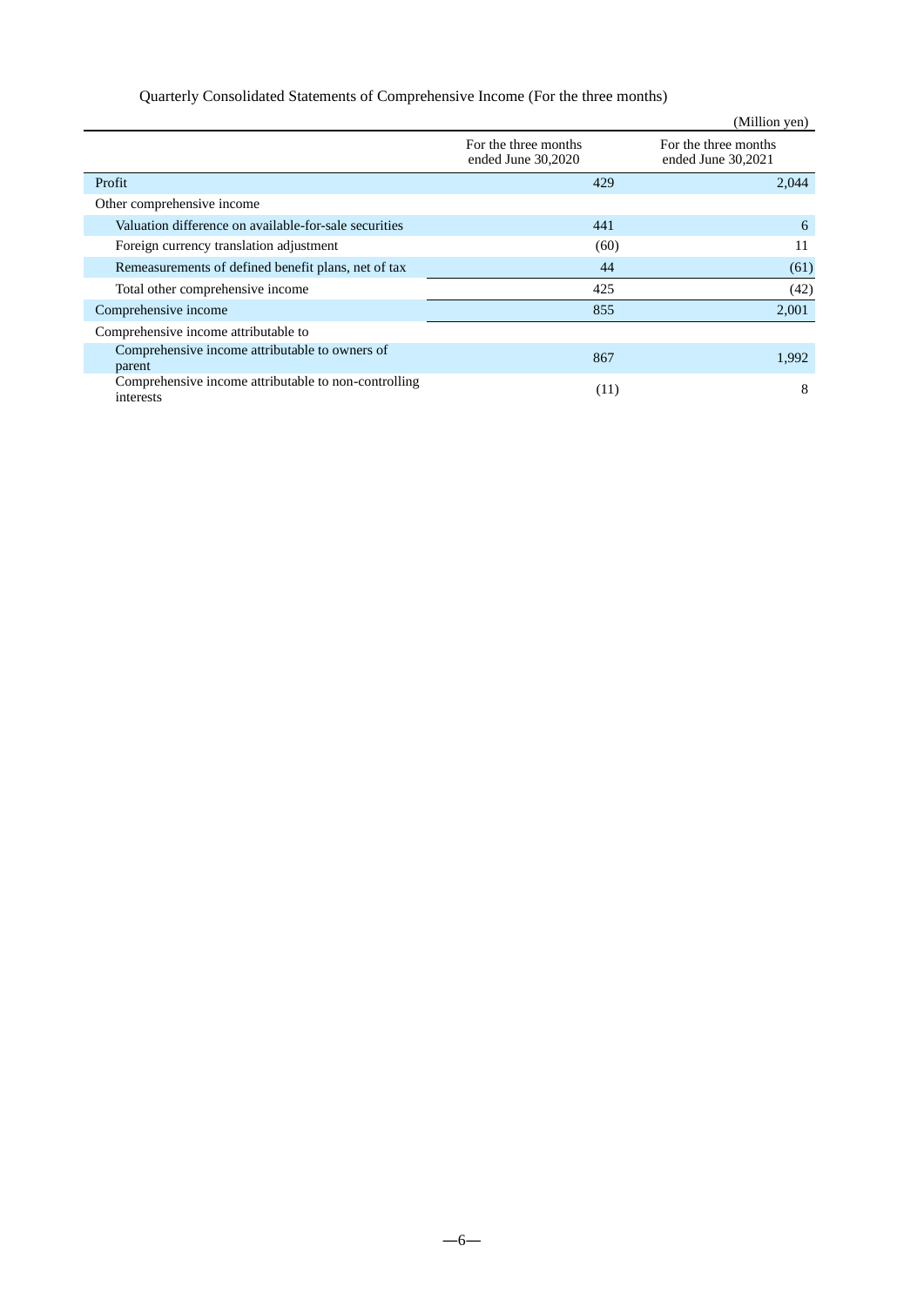Quarterly Consolidated Statements of Comprehensive Income (For the three months)

(Million yen)

| | For the three months ended June 30,2020 | For the three months ended June 30,2021 |
|---|---|---|
| Profit | 429 | 2,044 |
| Other comprehensive income | | |
| Valuation difference on available-for-sale securities | 441 | 6 |
| Foreign currency translation adjustment | (60) | 11 |
| Remeasurements of defined benefit plans, net of tax | 44 | (61) |
| Total other comprehensive income | 425 | (42) |
| Comprehensive income | 855 | 2,001 |
| Comprehensive income attributable to | | |
| Comprehensive income attributable to owners of parent | 867 | 1,992 |
| Comprehensive income attributable to non-controlling interests | (11) | 8 |